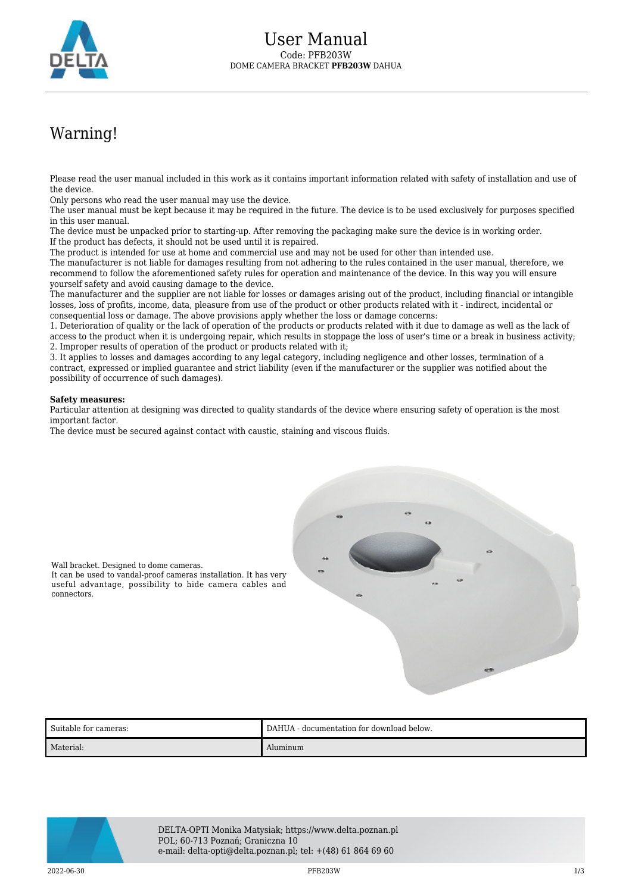# User Manual

Code: PFB203W
DOME CAMERA BRACKET **PFB203W** DAHUA

## Warning!

Please read the user manual included in this work as it contains important information related with safety of installation and use of the device.
Only persons who read the user manual may use the device.
The user manual must be kept because it may be required in the future. The device is to be used exclusively for purposes specified in this user manual.
The device must be unpacked prior to starting-up. After removing the packaging make sure the device is in working order.
If the product has defects, it should not be used until it is repaired.
The product is intended for use at home and commercial use and may not be used for other than intended use.
The manufacturer is not liable for damages resulting from not adhering to the rules contained in the user manual, therefore, we recommend to follow the aforementioned safety rules for operation and maintenance of the device. In this way you will ensure yourself safety and avoid causing damage to the device.
The manufacturer and the supplier are not liable for losses or damages arising out of the product, including financial or intangible losses, loss of profits, income, data, pleasure from use of the product or other products related with it - indirect, incidental or consequential loss or damage. The above provisions apply whether the loss or damage concerns:
1. Deterioration of quality or the lack of operation of the products or products related with it due to damage as well as the lack of access to the product when it is undergoing repair, which results in stoppage the loss of user's time or a break in business activity;
2. Improper results of operation of the product or products related with it;
3. It applies to losses and damages according to any legal category, including negligence and other losses, termination of a contract, expressed or implied guarantee and strict liability (even if the manufacturer or the supplier was notified about the possibility of occurrence of such damages).

**Safety measures:**
Particular attention at designing was directed to quality standards of the device where ensuring safety of operation is the most important factor.
The device must be secured against contact with caustic, staining and viscous fluids.

Wall bracket. Designed to dome cameras.
It can be used to vandal-proof cameras installation. It has very useful advantage, possibility to hide camera cables and connectors.

| | |
|---|---|
| Suitable for cameras: | DAHUA - documentation for download below. |
| Material: | Aluminum |

DELTA-OPTI Monika Matysiak; https://www.delta.poznan.pl
POL; 60-713 Poznań; Graniczna 10
e-mail: delta-opti@delta.poznan.pl; tel: +(48) 61 864 69 60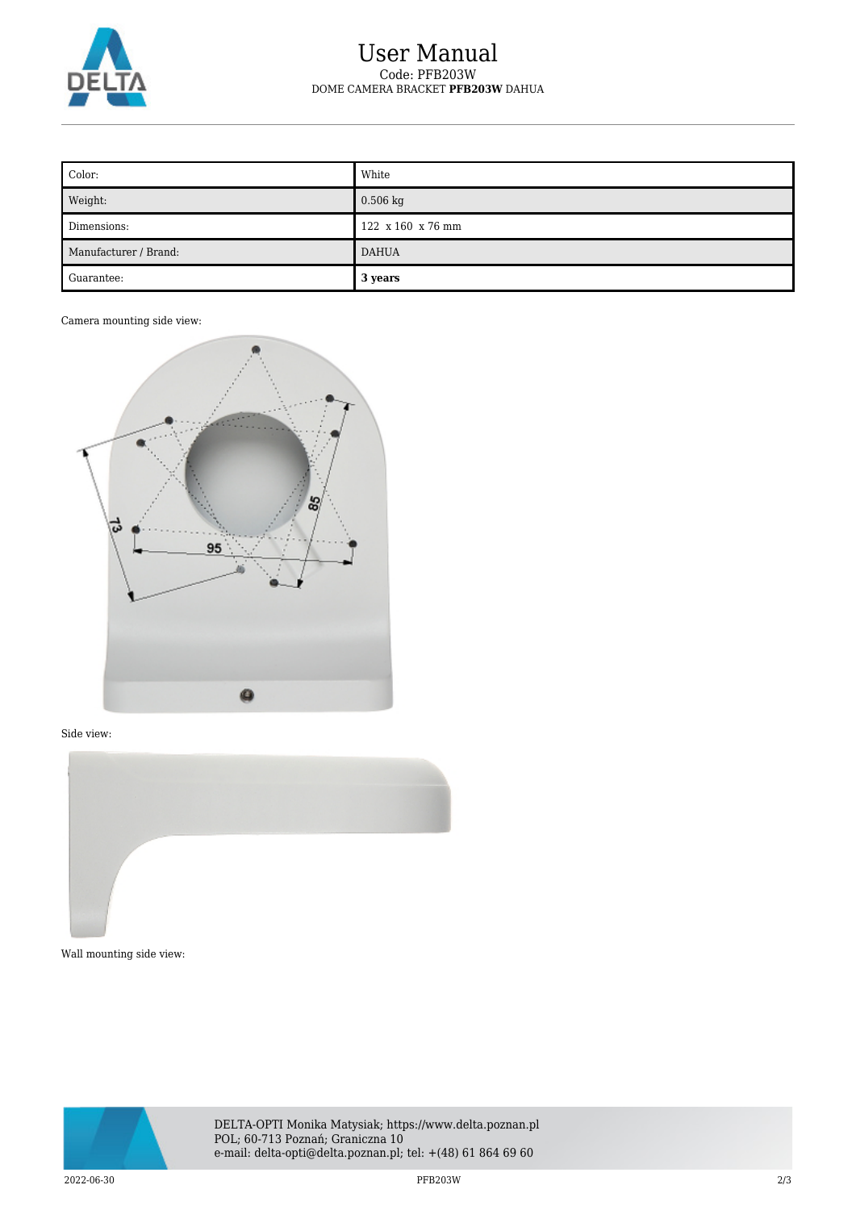| Color: | White |
| --- | --- |
| Weight: | 0.506 kg |
| Dimensions: | 122 x 160 x 76 mm |
| Manufacturer / Brand: | DAHUA |
| Guarantee: | **3 years** |

Camera mounting side view:

Side view:

Wall mounting side view: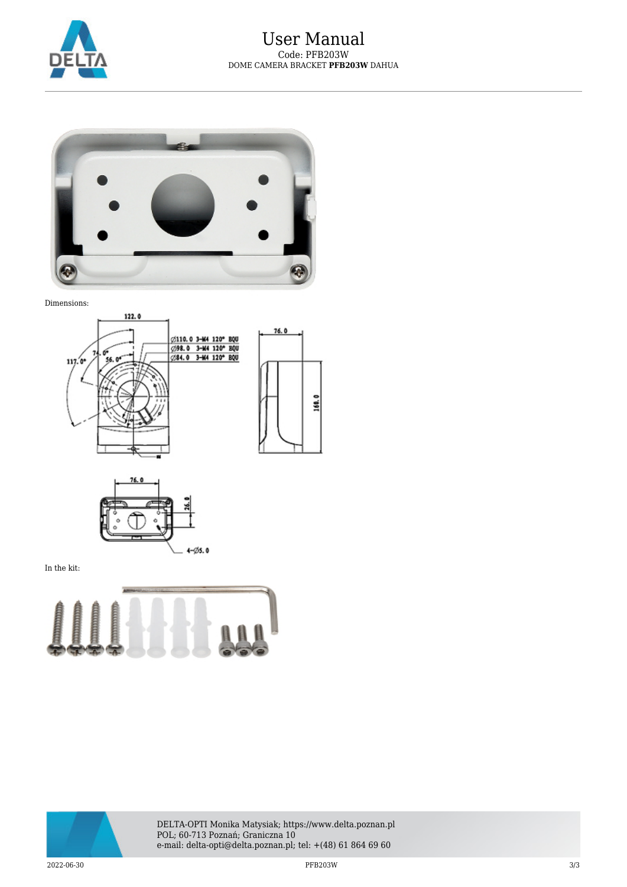Dimensions:

122.0

Ø110.0 3-M4 120° EQU
Ø98.0 3-M4 120° EQU
Ø84.0 3-M4 120° EQU

117.0°
74.0°
56.0°

76.0

160.0

76.0

26.0

4-Ø5.0

In the kit: